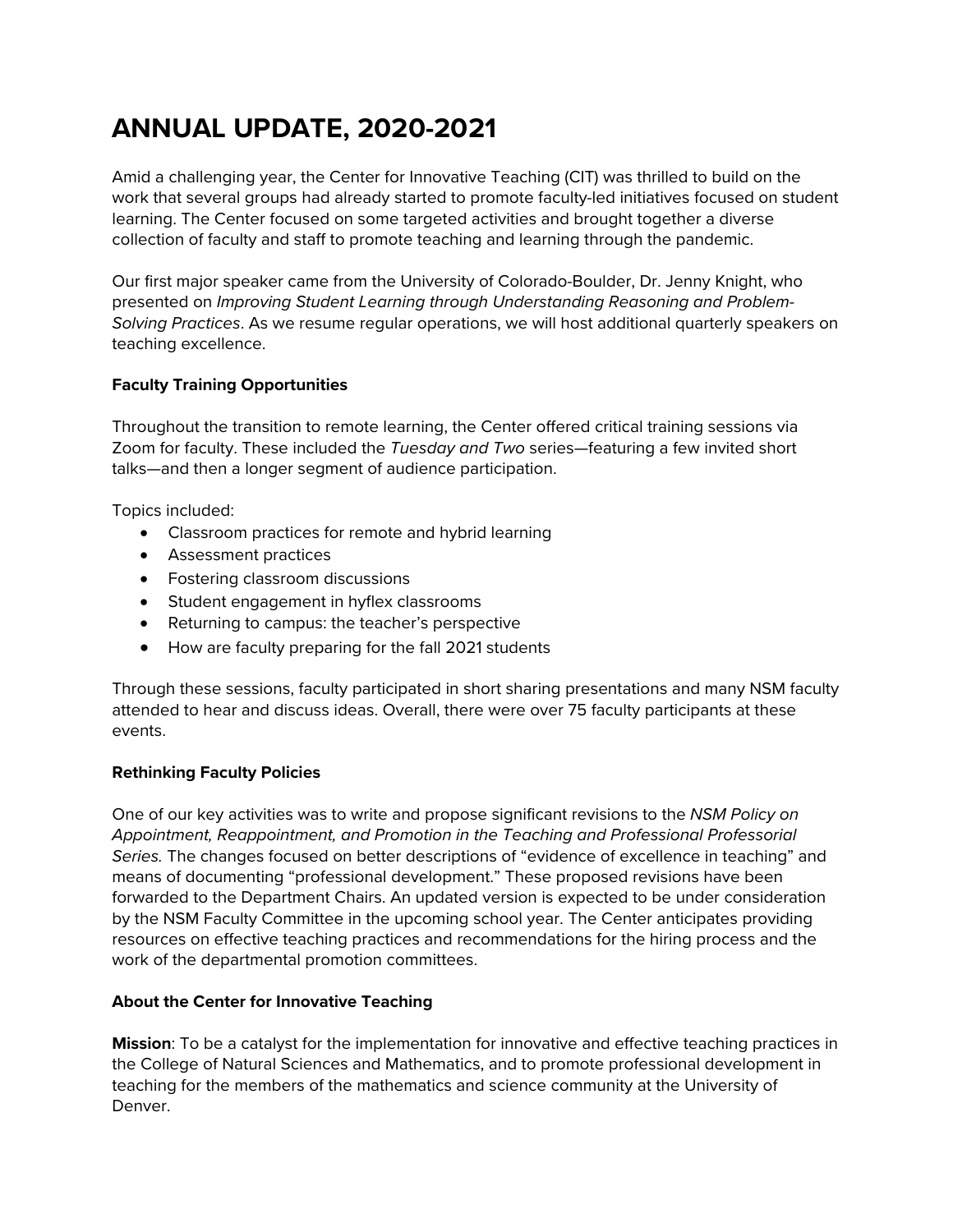# ANNUAL UPDATE, 2020-2021

Amid a challenging year, the Center for Innovative Teaching (CIT) was thrilled to build on the work that several groups had already started to promote faculty-led initiatives focused on student learning. The Center focused on some targeted activities and brought together a diverse collection of faculty and staff to promote teaching and learning through the pandemic.

Our first major speaker came from the University of Colorado-Boulder, Dr. Jenny Knight, who presented on *Improving Student Learning through Understanding Reasoning and Problem-Solving Practices*. As we resume regular operations, we will host additional quarterly speakers on teaching excellence.

**Faculty Training Opportunities**

Throughout the transition to remote learning, the Center offered critical training sessions via Zoom for faculty. These included the *Tuesday and Two* series—featuring a few invited short talks—and then a longer segment of audience participation.

Topics included:

- Classroom practices for remote and hybrid learning
- Assessment practices
- Fostering classroom discussions
- Student engagement in hyflex classrooms
- Returning to campus: the teacher's perspective
- How are faculty preparing for the fall 2021 students

Through these sessions, faculty participated in short sharing presentations and many NSM faculty attended to hear and discuss ideas. Overall, there were over 75 faculty participants at these events.

**Rethinking Faculty Policies**

One of our key activities was to write and propose significant revisions to the *NSM Policy on Appointment, Reappointment, and Promotion in the Teaching and Professional Professorial Series.* The changes focused on better descriptions of "evidence of excellence in teaching" and means of documenting "professional development." These proposed revisions have been forwarded to the Department Chairs. An updated version is expected to be under consideration by the NSM Faculty Committee in the upcoming school year. The Center anticipates providing resources on effective teaching practices and recommendations for the hiring process and the work of the departmental promotion committees.

**About the Center for Innovative Teaching**

**Mission**: To be a catalyst for the implementation for innovative and effective teaching practices in the College of Natural Sciences and Mathematics, and to promote professional development in teaching for the members of the mathematics and science community at the University of Denver.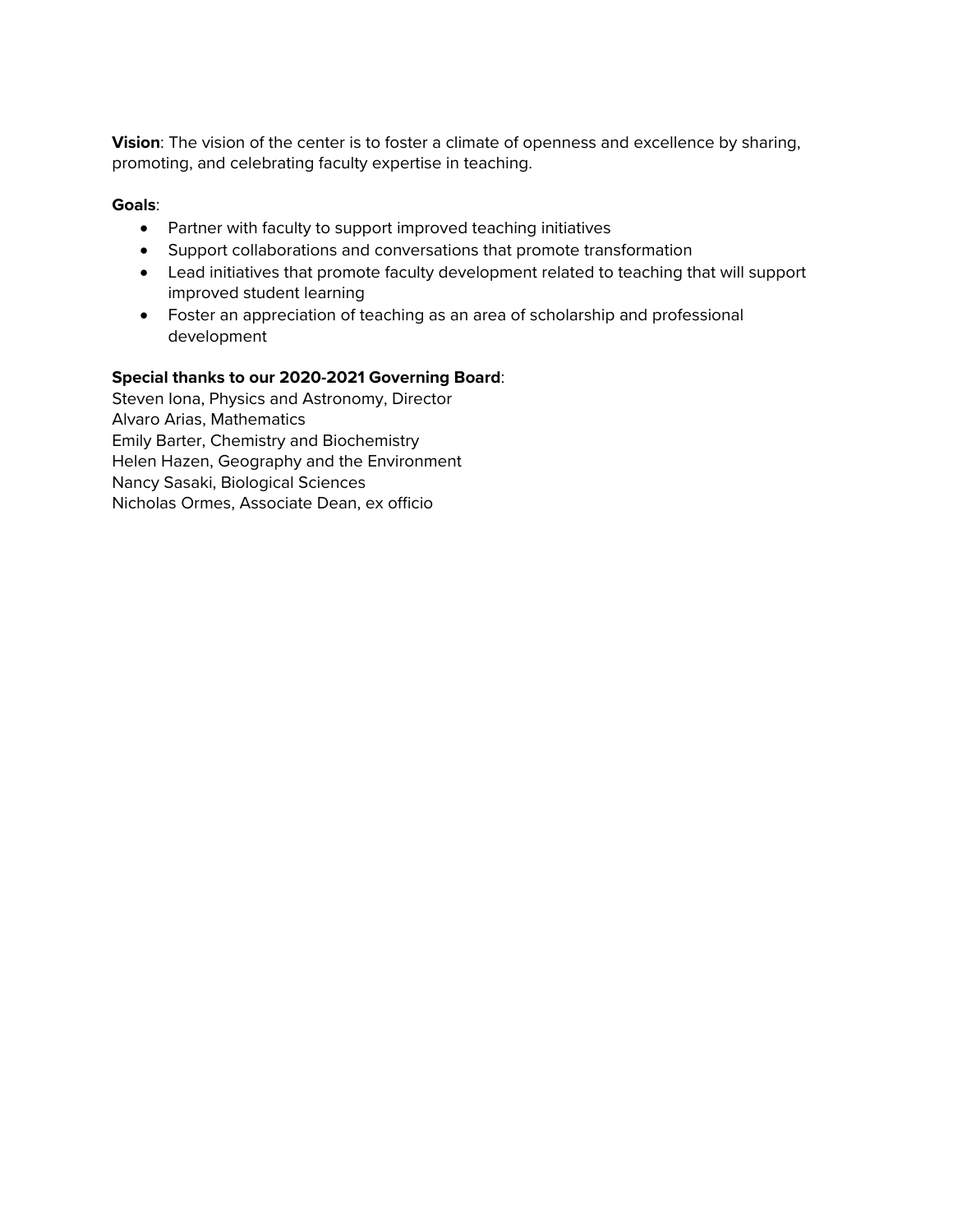**Vision**: The vision of the center is to foster a climate of openness and excellence by sharing, promoting, and celebrating faculty expertise in teaching.

**Goals**:

- Partner with faculty to support improved teaching initiatives
- Support collaborations and conversations that promote transformation
- Lead initiatives that promote faculty development related to teaching that will support improved student learning
- Foster an appreciation of teaching as an area of scholarship and professional development

**Special thanks to our 2020-2021 Governing Board**:
Steven Iona, Physics and Astronomy, Director
Alvaro Arias, Mathematics
Emily Barter, Chemistry and Biochemistry
Helen Hazen, Geography and the Environment
Nancy Sasaki, Biological Sciences
Nicholas Ormes, Associate Dean, ex officio